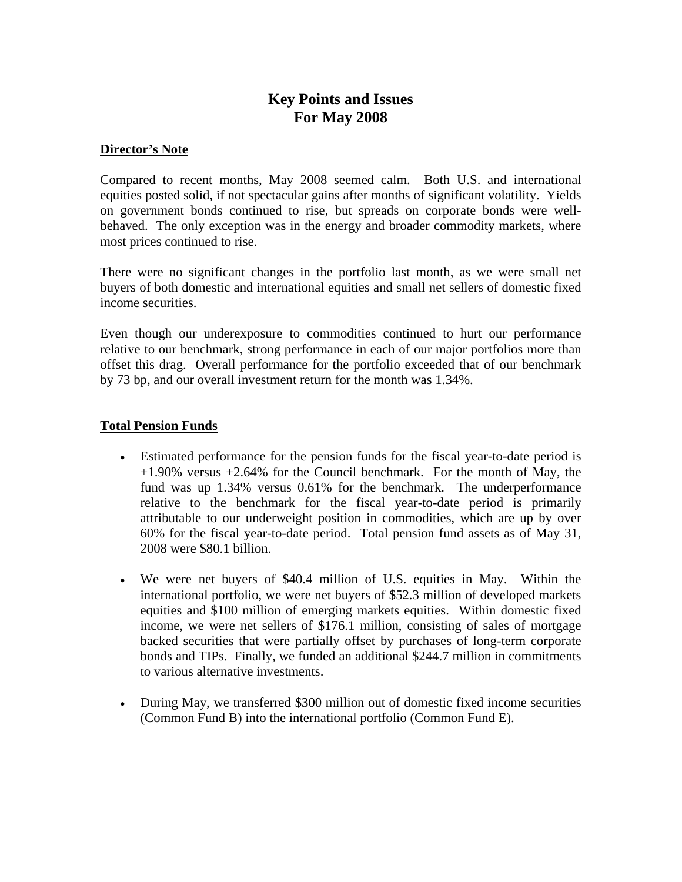# Key Points and Issues
# For May 2008

## Director's Note

Compared to recent months, May 2008 seemed calm. Both U.S. and international equities posted solid, if not spectacular gains after months of significant volatility. Yields on government bonds continued to rise, but spreads on corporate bonds were well-behaved. The only exception was in the energy and broader commodity markets, where most prices continued to rise.

There were no significant changes in the portfolio last month, as we were small net buyers of both domestic and international equities and small net sellers of domestic fixed income securities.

Even though our underexposure to commodities continued to hurt our performance relative to our benchmark, strong performance in each of our major portfolios more than offset this drag. Overall performance for the portfolio exceeded that of our benchmark by 73 bp, and our overall investment return for the month was 1.34%.

## Total Pension Funds

- Estimated performance for the pension funds for the fiscal year-to-date period is +1.90% versus +2.64% for the Council benchmark. For the month of May, the fund was up 1.34% versus 0.61% for the benchmark. The underperformance relative to the benchmark for the fiscal year-to-date period is primarily attributable to our underweight position in commodities, which are up by over 60% for the fiscal year-to-date period. Total pension fund assets as of May 31, 2008 were $80.1 billion.

- We were net buyers of $40.4 million of U.S. equities in May. Within the international portfolio, we were net buyers of $52.3 million of developed markets equities and $100 million of emerging markets equities. Within domestic fixed income, we were net sellers of $176.1 million, consisting of sales of mortgage backed securities that were partially offset by purchases of long-term corporate bonds and TIPs. Finally, we funded an additional $244.7 million in commitments to various alternative investments.

- During May, we transferred $300 million out of domestic fixed income securities (Common Fund B) into the international portfolio (Common Fund E).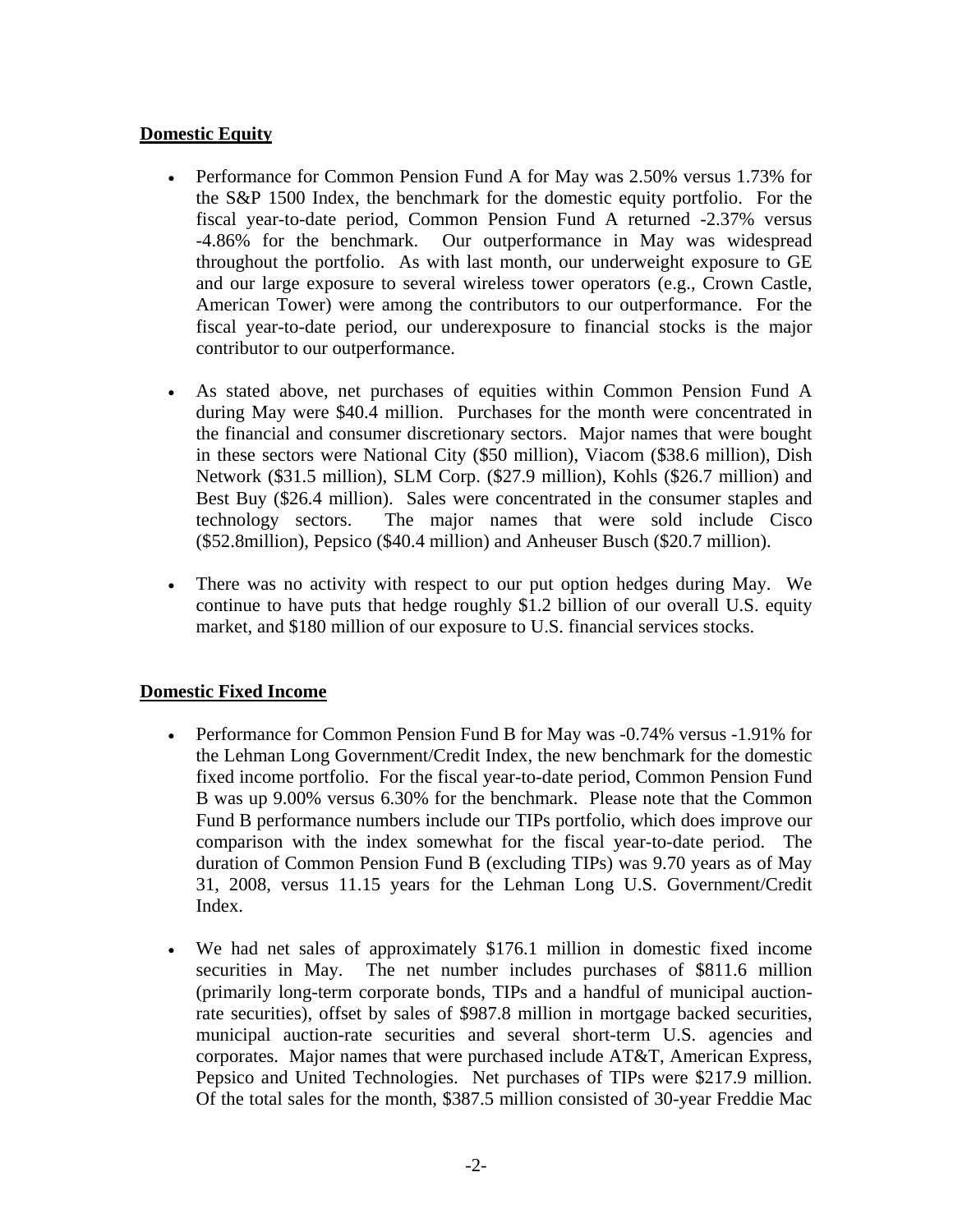## Domestic Equity

- Performance for Common Pension Fund A for May was 2.50% versus 1.73% for the S&P 1500 Index, the benchmark for the domestic equity portfolio. For the fiscal year-to-date period, Common Pension Fund A returned -2.37% versus -4.86% for the benchmark. Our outperformance in May was widespread throughout the portfolio. As with last month, our underweight exposure to GE and our large exposure to several wireless tower operators (e.g., Crown Castle, American Tower) were among the contributors to our outperformance. For the fiscal year-to-date period, our underexposure to financial stocks is the major contributor to our outperformance.

- As stated above, net purchases of equities within Common Pension Fund A during May were $40.4 million. Purchases for the month were concentrated in the financial and consumer discretionary sectors. Major names that were bought in these sectors were National City ($50 million), Viacom ($38.6 million), Dish Network ($31.5 million), SLM Corp. ($27.9 million), Kohls ($26.7 million) and Best Buy ($26.4 million). Sales were concentrated in the consumer staples and technology sectors. The major names that were sold include Cisco ($52.8million), Pepsico ($40.4 million) and Anheuser Busch ($20.7 million).

- There was no activity with respect to our put option hedges during May. We continue to have puts that hedge roughly $1.2 billion of our overall U.S. equity market, and $180 million of our exposure to U.S. financial services stocks.

## Domestic Fixed Income

- Performance for Common Pension Fund B for May was -0.74% versus -1.91% for the Lehman Long Government/Credit Index, the new benchmark for the domestic fixed income portfolio. For the fiscal year-to-date period, Common Pension Fund B was up 9.00% versus 6.30% for the benchmark. Please note that the Common Fund B performance numbers include our TIPs portfolio, which does improve our comparison with the index somewhat for the fiscal year-to-date period. The duration of Common Pension Fund B (excluding TIPs) was 9.70 years as of May 31, 2008, versus 11.15 years for the Lehman Long U.S. Government/Credit Index.

- We had net sales of approximately $176.1 million in domestic fixed income securities in May. The net number includes purchases of $811.6 million (primarily long-term corporate bonds, TIPs and a handful of municipal auction-rate securities), offset by sales of $987.8 million in mortgage backed securities, municipal auction-rate securities and several short-term U.S. agencies and corporates. Major names that were purchased include AT&T, American Express, Pepsico and United Technologies. Net purchases of TIPs were $217.9 million. Of the total sales for the month, $387.5 million consisted of 30-year Freddie Mac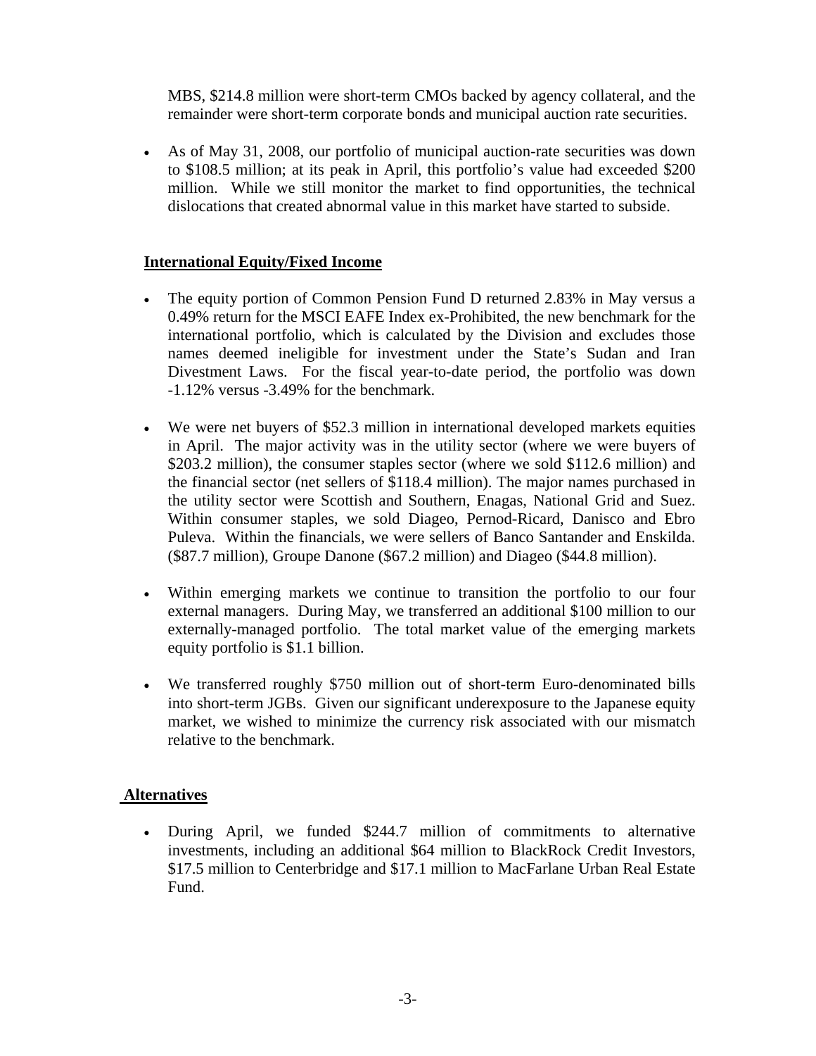MBS, $214.8 million were short-term CMOs backed by agency collateral, and the remainder were short-term corporate bonds and municipal auction rate securities.

- As of May 31, 2008, our portfolio of municipal auction-rate securities was down to $108.5 million; at its peak in April, this portfolio's value had exceeded $200 million. While we still monitor the market to find opportunities, the technical dislocations that created abnormal value in this market have started to subside.

**International Equity/Fixed Income**

- The equity portion of Common Pension Fund D returned 2.83% in May versus a 0.49% return for the MSCI EAFE Index ex-Prohibited, the new benchmark for the international portfolio, which is calculated by the Division and excludes those names deemed ineligible for investment under the State's Sudan and Iran Divestment Laws. For the fiscal year-to-date period, the portfolio was down -1.12% versus -3.49% for the benchmark.

- We were net buyers of $52.3 million in international developed markets equities in April. The major activity was in the utility sector (where we were buyers of $203.2 million), the consumer staples sector (where we sold $112.6 million) and the financial sector (net sellers of $118.4 million). The major names purchased in the utility sector were Scottish and Southern, Enagas, National Grid and Suez. Within consumer staples, we sold Diageo, Pernod-Ricard, Danisco and Ebro Puleva. Within the financials, we were sellers of Banco Santander and Enskilda. ($87.7 million), Groupe Danone ($67.2 million) and Diageo ($44.8 million).

- Within emerging markets we continue to transition the portfolio to our four external managers. During May, we transferred an additional $100 million to our externally-managed portfolio. The total market value of the emerging markets equity portfolio is $1.1 billion.

- We transferred roughly $750 million out of short-term Euro-denominated bills into short-term JGBs. Given our significant underexposure to the Japanese equity market, we wished to minimize the currency risk associated with our mismatch relative to the benchmark.

**Alternatives**

- During April, we funded $244.7 million of commitments to alternative investments, including an additional $64 million to BlackRock Credit Investors, $17.5 million to Centerbridge and $17.1 million to MacFarlane Urban Real Estate Fund.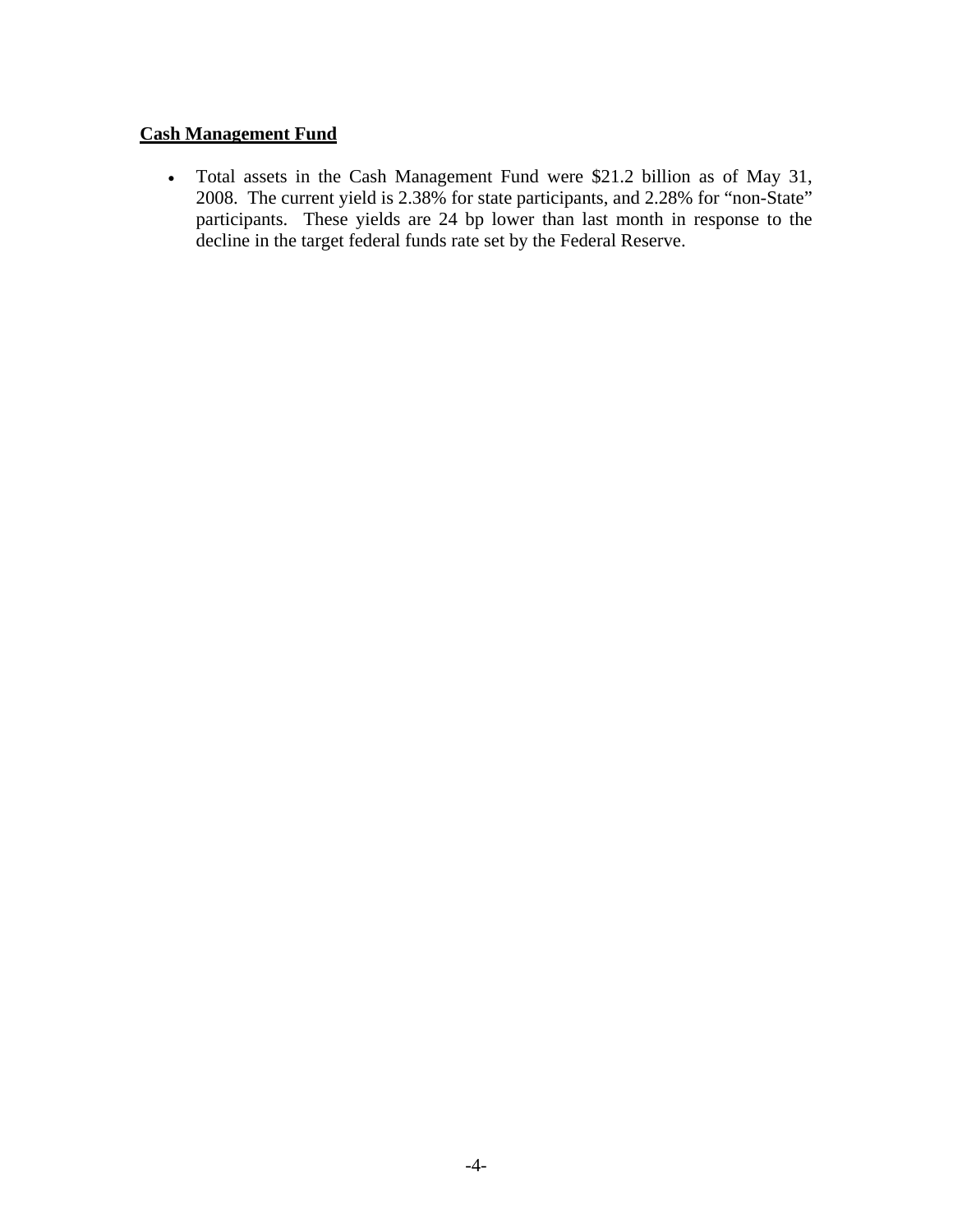**Cash Management Fund**

- Total assets in the Cash Management Fund were $21.2 billion as of May 31, 2008. The current yield is 2.38% for state participants, and 2.28% for "non-State" participants. These yields are 24 bp lower than last month in response to the decline in the target federal funds rate set by the Federal Reserve.